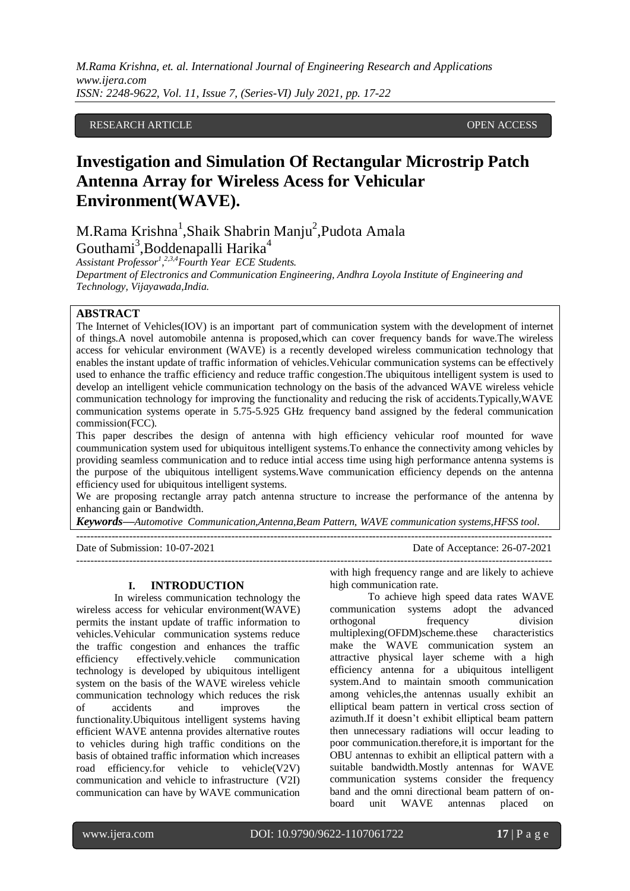RESEARCH ARTICLE OPEN ACCESS

# Investigation and Simulation Of Rectangular Microstrip Patch Antenna Array for Wireless Acess for Vehicular Environment(WAVE).

M.Rama Krishna[1],Shaik Shabrin Manju[2],Pudota Amala Gouthami[3],Boddenapalli Harika[4]

*Assistant Professor[1],[2,3,4]Fourth Year ECE Students.*

*Department of Electronics and Communication Engineering, Andhra Loyola Institute of Engineering and Technology, Vijayawada,India.*

## ABSTRACT

The Internet of Vehicles(IOV) is an important part of communication system with the development of internet of things.A novel automobile antenna is proposed,which can cover frequency bands for wave.The wireless access for vehicular environment (WAVE) is a recently developed wireless communication technology that enables the instant update of traffic information of vehicles.Vehicular communication systems can be effectively used to enhance the traffic efficiency and reduce traffic congestion.The ubiquitous intelligent system is used to develop an intelligent vehicle communication technology on the basis of the advanced WAVE wireless vehicle communication technology for improving the functionality and reducing the risk of accidents.Typically,WAVE communication systems operate in 5.75-5.925 GHz frequency band assigned by the federal communication commission(FCC).

This paper describes the design of antenna with high efficiency vehicular roof mounted for wave coummunication system used for ubiquitous intelligent systems.To enhance the connectivity among vehicles by providing seamless communication and to reduce intial access time using high performance antenna systems is the purpose of the ubiquitous intelligent systems.Wave communication efficiency depends on the antenna efficiency used for ubiquitous intelligent systems.

We are proposing rectangle array patch antenna structure to increase the performance of the antenna by enhancing gain or Bandwidth.

***Keywords*—*Automotive Communication,Antenna,Beam Pattern, WAVE communication systems,HFSS tool.***

---

Date of Submission: 10-07-2021 Date of Acceptance: 26-07-2021

---

## I. INTRODUCTION

In wireless communication technology the wireless access for vehicular environment(WAVE) permits the instant update of traffic information to vehicles.Vehicular communication systems reduce the traffic congestion and enhances the traffic efficiency effectively.vehicle communication technology is developed by ubiquitous intelligent system on the basis of the WAVE wireless vehicle communication technology which reduces the risk of accidents and improves the functionality.Ubiquitous intelligent systems having efficient WAVE antenna provides alternative routes to vehicles during high traffic conditions on the basis of obtained traffic information which increases road efficiency.for vehicle to vehicle(V2V) communication and vehicle to infrastructure (V2I) communication can have by WAVE communication with high frequency range and are likely to achieve high communication rate.

To achieve high speed data rates WAVE communication systems adopt the advanced orthogonal frequency division multiplexing(OFDM)scheme.these characteristics make the WAVE communication system an attractive physical layer scheme with a high efficiency antenna for a ubiquitous intelligent system.And to maintain smooth communication among vehicles,the antennas usually exhibit an elliptical beam pattern in vertical cross section of azimuth.If it doesn't exhibit elliptical beam pattern then unnecessary radiations will occur leading to poor communication.therefore,it is important for the OBU antennas to exhibit an elliptical pattern with a suitable bandwidth.Mostly antennas for WAVE communication systems consider the frequency band and the omni directional beam pattern of on-board unit WAVE antennas placed on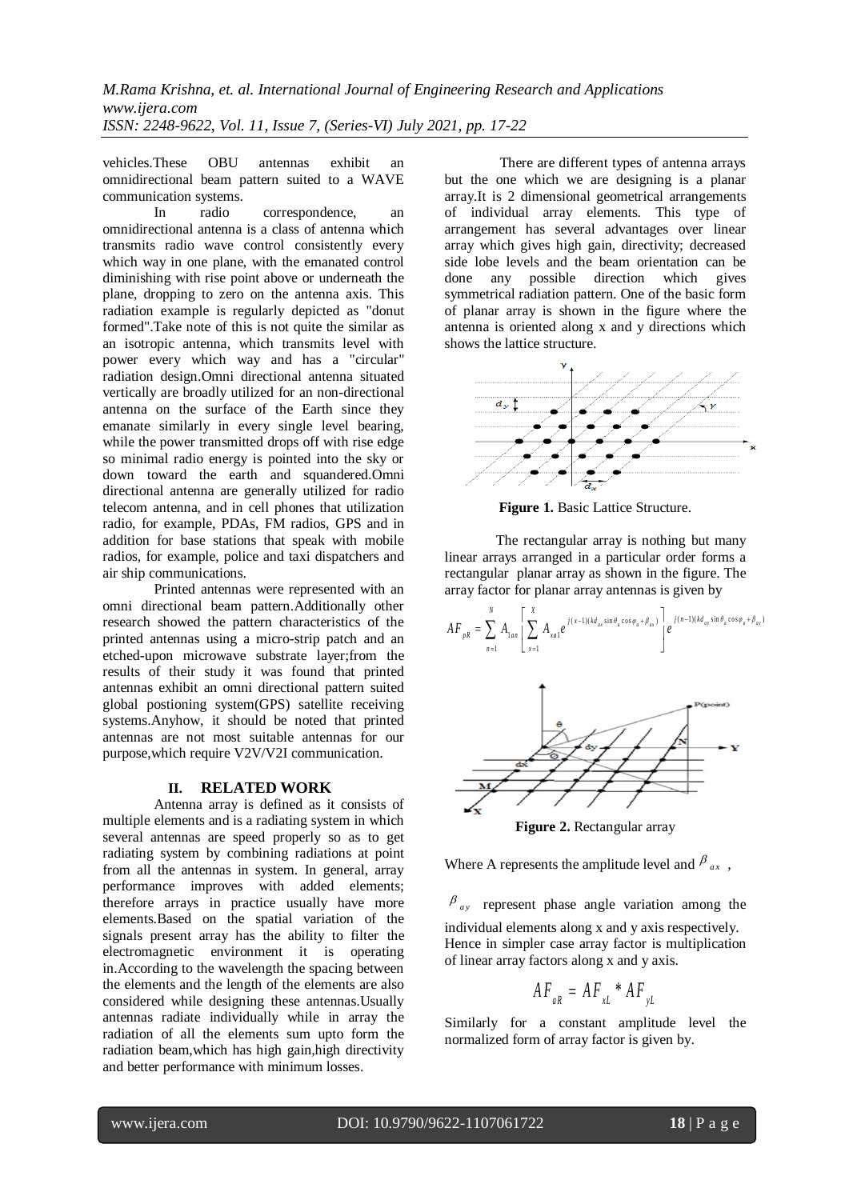vehicles.These OBU antennas exhibit an omnidirectional beam pattern suited to a WAVE communication systems.

In radio correspondence, an omnidirectional antenna is a class of antenna which transmits radio wave control consistently every which way in one plane, with the emanated control diminishing with rise point above or underneath the plane, dropping to zero on the antenna axis. This radiation example is regularly depicted as "donut formed".Take note of this is not quite the similar as an isotropic antenna, which transmits level with power every which way and has a "circular" radiation design.Omni directional antenna situated vertically are broadly utilized for an non-directional antenna on the surface of the Earth since they emanate similarly in every single level bearing, while the power transmitted drops off with rise edge so minimal radio energy is pointed into the sky or down toward the earth and squandered.Omni directional antenna are generally utilized for radio telecom antenna, and in cell phones that utilization radio, for example, PDAs, FM radios, GPS and in addition for base stations that speak with mobile radios, for example, police and taxi dispatchers and air ship communications.

Printed antennas were represented with an omni directional beam pattern.Additionally other research showed the pattern characteristics of the printed antennas using a micro-strip patch and an etched-upon microwave substrate layer;from the results of their study it was found that printed antennas exhibit an omni directional pattern suited global postioning system(GPS) satellite receiving systems.Anyhow, it should be noted that printed antennas are not most suitable antennas for our purpose,which require V2V/V2I communication.

## II. RELATED WORK

Antenna array is defined as it consists of multiple elements and is a radiating system in which several antennas are speed properly so as to get radiating system by combining radiations at point from all the antennas in system. In general, array performance improves with added elements; therefore arrays in practice usually have more elements.Based on the spatial variation of the signals present array has the ability to filter the electromagnetic environment it is operating in.According to the wavelength the spacing between the elements and the length of the elements are also considered while designing these antennas.Usually antennas radiate individually while in array the radiation of all the elements sum upto form the radiation beam,which has high gain,high directivity and better performance with minimum losses.

There are different types of antenna arrays but the one which we are designing is a planar array.It is 2 dimensional geometrical arrangements of individual array elements. This type of arrangement has several advantages over linear array which gives high gain, directivity; decreased side lobe levels and the beam orientation can be done any possible direction which gives symmetrical radiation pattern. One of the basic form of planar array is shown in the figure where the antenna is oriented along x and y directions which shows the lattice structure.

**Figure 1.** Basic Lattice Structure.

The rectangular array is nothing but many linear arrays arranged in a particular order forms a rectangular planar array as shown in the figure. The array factor for planar array antennas is given by

$$AF_{pR} = \sum_{n=1}^{N} A_{1an} \left[ \sum_{x=1}^{X} A_{xa1} e^{j(x-1)(kd_{ax}\sin\theta_a\cos\varphi_a+\beta_{ax})} \right] e^{j(n-1)(kd_{ay}\sin\theta_a\cos\varphi_a+\beta_{ay})}$$

**Figure 2.** Rectangular array

Where A represents the amplitude level and $\beta_{ax}$ , $\beta_{ay}$ represent phase angle variation among the individual elements along x and y axis respectively. Hence in simpler case array factor is multiplication of linear array factors along x and y axis.

$$AF_{aR} = AF_{xL} * AF_{yL}$$

Similarly for a constant amplitude level the normalized form of array factor is given by.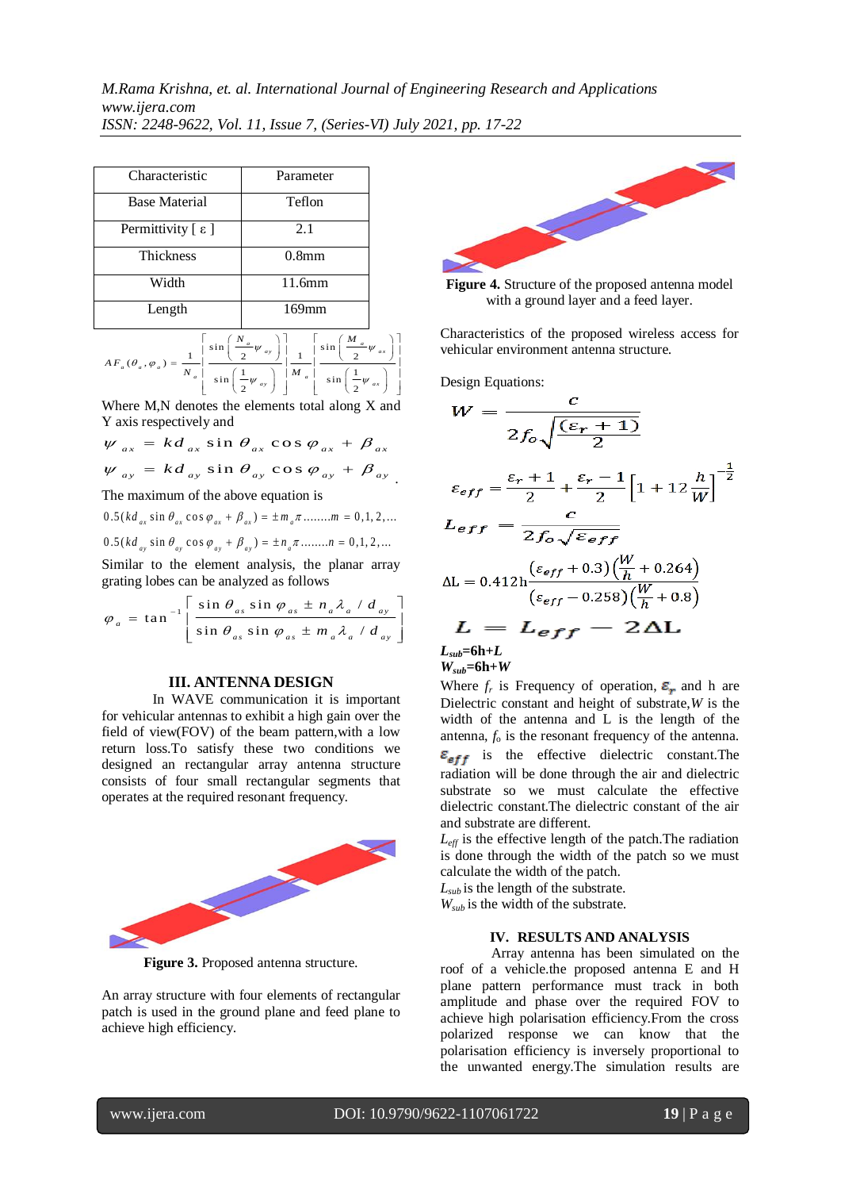| Characteristic | Parameter |
|---|---|
| Base Material | Teflon |
| Permittivity [ ε ] | 2.1 |
| Thickness | 0.8mm |
| Width | 11.6mm |
| Length | 169mm |

$$AF_a(\theta_a,\varphi_a) = \frac{1}{N_a}\left[\frac{\sin\left(\frac{N_a}{2}\psi_{ay}\right)}{\sin\left(\frac{1}{2}\psi_{ay}\right)}\right]\left[\frac{1}{M_a}\right]\left[\frac{\sin\left(\frac{M_a}{2}\psi_{ax}\right)}{\sin\left(\frac{1}{2}\psi_{ax}\right)}\right]$$

Where M,N denotes the elements total along X and Y axis respectively and

$$\psi_{ax} = kd_{ax}\sin\theta_{ax}\cos\varphi_{ax} + \beta_{ax}$$

$$\psi_{ay} = kd_{ay}\sin\theta_{ay}\cos\varphi_{ay} + \beta_{ay}.$$

The maximum of the above equation is

$$0.5(kd_{ax}\sin\theta_{ax}\cos\varphi_{ax} + \beta_{ax}) = \pm m_a\pi ........m = 0,1,2,...$$

$$0.5(kd_{ay}\sin\theta_{ay}\cos\varphi_{ay} + \beta_{ay}) = \pm n_a\pi ........n = 0,1,2,...$$

Similar to the element analysis, the planar array grating lobes can be analyzed as follows

$$\varphi_a = \tan^{-1}\left[\frac{\sin\theta_{as}\sin\varphi_{as} \pm n_a\lambda_a/d_{ay}}{\sin\theta_{as}\sin\varphi_{as} \pm m_a\lambda_a/d_{ay}}\right]$$

## III. ANTENNA DESIGN

In WAVE communication it is important for vehicular antennas to exhibit a high gain over the field of view(FOV) of the beam pattern,with a low return loss.To satisfy these two conditions we designed an rectangular array antenna structure consists of four small rectangular segments that operates at the required resonant frequency.

**Figure 3.** Proposed antenna structure.

An array structure with four elements of rectangular patch is used in the ground plane and feed plane to achieve high efficiency.

**Figure 4.** Structure of the proposed antenna model with a ground layer and a feed layer.

Characteristics of the proposed wireless access for vehicular environment antenna structure.

Design Equations:

$$W = \frac{c}{2f_o\sqrt{\frac{(\varepsilon_r+1)}{2}}}$$

$$\varepsilon_{eff} = \frac{\varepsilon_r+1}{2} + \frac{\varepsilon_r-1}{2}\left[1+12\frac{h}{W}\right]^{-\frac{1}{2}}$$

$$L_{eff} = \frac{c}{2f_o\sqrt{\varepsilon_{eff}}}$$

$$\Delta L = 0.412h\frac{(\varepsilon_{eff}+0.3)\left(\frac{W}{h}+0.264\right)}{(\varepsilon_{eff}-0.258)\left(\frac{W}{h}+0.8\right)}$$

$$L = L_{eff} - 2\Delta L$$

$L_{sub}$=6h+L
$W_{sub}$=6h+W

Where $f_r$ is Frequency of operation, $\varepsilon_r$ and h are Dielectric constant and height of substrate,$W$ is the width of the antenna and L is the length of the antenna, $f_o$ is the resonant frequency of the antenna. $\varepsilon_{eff}$ is the effective dielectric constant.The radiation will be done through the air and dielectric substrate so we must calculate the effective dielectric constant.The dielectric constant of the air and substrate are different.
$L_{eff}$ is the effective length of the patch.The radiation is done through the width of the patch so we must calculate the width of the patch.
$L_{sub}$ is the length of the substrate.
$W_{sub}$ is the width of the substrate.

## IV. RESULTS AND ANALYSIS

Array antenna has been simulated on the roof of a vehicle.the proposed antenna E and H plane pattern performance must track in both amplitude and phase over the required FOV to achieve high polarisation efficiency.From the cross polarized response we can know that the polarisation efficiency is inversely proportional to the unwanted energy.The simulation results are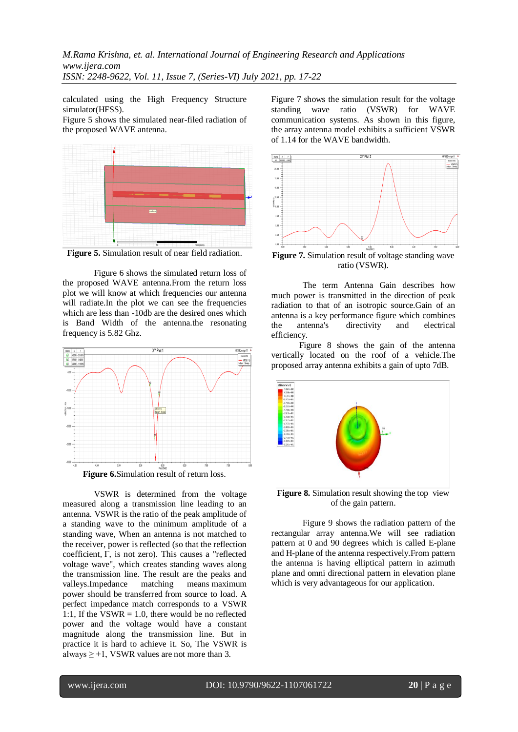calculated using the High Frequency Structure simulator(HFSS).

Figure 5 shows the simulated near-filed radiation of the proposed WAVE antenna.

**Figure 5.** Simulation result of near field radiation.

Figure 6 shows the simulated return loss of the proposed WAVE antenna.From the return loss plot we will know at which frequencies our antenna will radiate.In the plot we can see the frequencies which are less than -10db are the desired ones which is Band Width of the antenna.the resonating frequency is 5.82 Ghz.

**Figure 6.**Simulation result of return loss.

VSWR is determined from the voltage measured along a transmission line leading to an antenna. VSWR is the ratio of the peak amplitude of a standing wave to the minimum amplitude of a standing wave, When an antenna is not matched to the receiver, power is reflected (so that the reflection coefficient, Γ, is not zero). This causes a "reflected voltage wave", which creates standing waves along the transmission line. The result are the peaks and valleys.Impedance matching means maximum power should be transferred from source to load. A perfect impedance match corresponds to a VSWR 1:1, If the VSWR = 1.0, there would be no reflected power and the voltage would have a constant magnitude along the transmission line. But in practice it is hard to achieve it. So, The VSWR is always ≥ +1, VSWR values are not more than 3.

Figure 7 shows the simulation result for the voltage standing wave ratio (VSWR) for WAVE communication systems. As shown in this figure, the array antenna model exhibits a sufficient VSWR of 1.14 for the WAVE bandwidth.

**Figure 7.** Simulation result of voltage standing wave ratio (VSWR).

The term Antenna Gain describes how much power is transmitted in the direction of peak radiation to that of an isotropic source.Gain of an antenna is a key performance figure which combines the antenna's directivity and electrical efficiency.

Figure 8 shows the gain of the antenna vertically located on the roof of a vehicle.The proposed array antenna exhibits a gain of upto 7dB.

**Figure 8.** Simulation result showing the top view of the gain pattern.

Figure 9 shows the radiation pattern of the rectangular array antenna.We will see radiation pattern at 0 and 90 degrees which is called E-plane and H-plane of the antenna respectively.From pattern the antenna is having elliptical pattern in azimuth plane and omni directional pattern in elevation plane which is very advantageous for our application.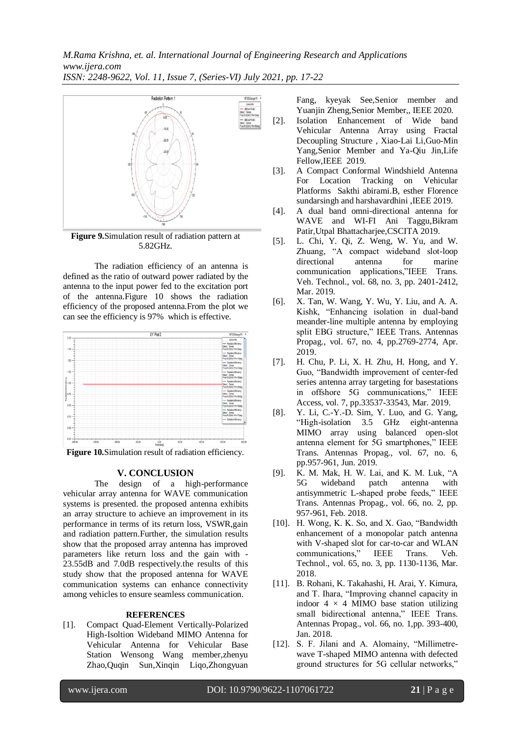**Figure 9.**Simulation result of radiation pattern at 5.82GHz.

The radiation efficiency of an antenna is defined as the ratio of outward power radiated by the antenna to the input power fed to the excitation port of the antenna.Figure 10 shows the radiation efficiency of the proposed antenna.From the plot we can see the efficiency is 97% which is effective.

**Figure 10.**Simulation result of radiation efficiency.

## V. CONCLUSION

The design of a high-performance vehicular array antenna for WAVE communication systems is presented. the proposed antenna exhibits an array structure to achieve an improvement in its performance in terms of its return loss, VSWR,gain and radiation pattern.Further, the simulation results show that the proposed array antenna has improved parameters like return loss and the gain with -23.55dB and 7.0dB respectively.the results of this study show that the proposed antenna for WAVE communication systems can enhance connectivity among vehicles to ensure seamless communication.

## REFERENCES

[1]. Compact Quad-Element Vertically-Polarized High-Isoltion Wideband MIMO Antenna for Vehicular Antenna for Vehicular Base Station Wensong Wang member,zhenyu Zhao,Quqin Sun,Xinqin Liqo,Zhongyuan Fang, kyeyak See,Senior member and Yuanjin Zheng,Senior Member,, IEEE 2020.

[2]. Isolation Enhancement of Wide band Vehicular Antenna Array using Fractal Decoupling Structure , Xiao-Lai Li,Guo-Min Yang,Senior Member and Ya-Qiu Jin,Life Fellow,IEEE 2019.

[3]. A Compact Conformal Windshield Antenna For Location Tracking on Vehicular Platforms Sakthi abirami.B, esther Florence sundarsingh and harshavardhini ,IEEE 2019.

[4]. A dual band omni-directional antenna for WAVE and WI-FI Ani Taggu,Bikram Patir,Utpal Bhattacharjee,CSCITA 2019.

[5]. L. Chi, Y. Qi, Z. Weng, W. Yu, and W. Zhuang, "A compact wideband slot-loop directional antenna for marine communication applications,"IEEE Trans. Veh. Technol., vol. 68, no. 3, pp. 2401-2412, Mar. 2019.

[6]. X. Tan, W. Wang, Y. Wu, Y. Liu, and A. A. Kishk, "Enhancing isolation in dual-band meander-line multiple antenna by employing split EBG structure," IEEE Trans. Antennas Propag., vol. 67, no. 4, pp.2769-2774, Apr. 2019.

[7]. H. Chu, P. Li, X. H. Zhu, H. Hong, and Y. Guo, "Bandwidth improvement of center-fed series antenna array targeting for basestations in offshore 5G communications," IEEE Access, vol. 7, pp.33537-33543, Mar. 2019.

[8]. Y. Li, C.-Y.-D. Sim, Y. Luo, and G. Yang, "High-isolation 3.5 GHz eight-antenna MIMO array using balanced open-slot antenna element for 5G smartphones," IEEE Trans. Antennas Propag., vol. 67, no. 6, pp.957-961, Jun. 2019.

[9]. K. M. Mak, H. W. Lai, and K. M. Luk, "A 5G wideband patch antenna with antisymmetric L-shaped probe feeds," IEEE Trans. Antennas Propag., vol. 66, no. 2, pp. 957-961, Feb. 2018.

[10]. H. Wong, K. K. So, and X. Gao, "Bandwidth enhancement of a monopolar patch antenna with V-shaped slot for car-to-car and WLAN communications," IEEE Trans. Veh. Technol., vol. 65, no. 3, pp. 1130-1136, Mar. 2018.

[11]. B. Rohani, K. Takahashi, H. Arai, Y. Kimura, and T. Ihara, "Improving channel capacity in indoor $4 \times 4$ MIMO base station utilizing small bidirectional antenna," IEEE Trans. Antennas Propag., vol. 66, no. 1,pp. 393-400, Jan. 2018.

[12]. S. F. Jilani and A. Alomainy, "Millimetre-wave T-shaped MIMO antenna with defected ground structures for 5G cellular networks,"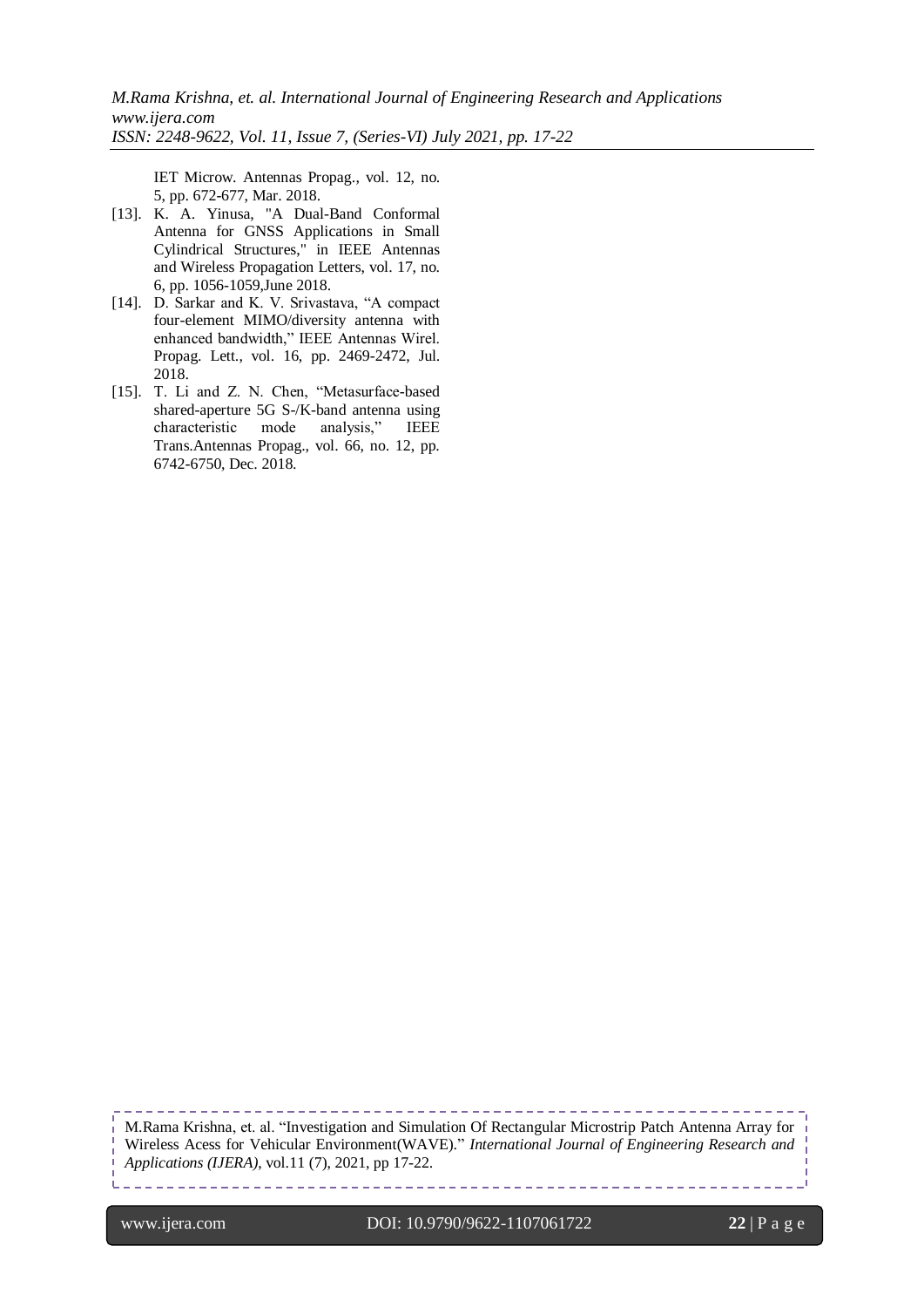IET Microw. Antennas Propag., vol. 12, no. 5, pp. 672-677, Mar. 2018.

[13]. K. A. Yinusa, "A Dual-Band Conformal Antenna for GNSS Applications in Small Cylindrical Structures," in IEEE Antennas and Wireless Propagation Letters, vol. 17, no. 6, pp. 1056-1059,June 2018.

[14]. D. Sarkar and K. V. Srivastava, "A compact four-element MIMO/diversity antenna with enhanced bandwidth," IEEE Antennas Wirel. Propag. Lett., vol. 16, pp. 2469-2472, Jul. 2018.

[15]. T. Li and Z. N. Chen, "Metasurface-based shared-aperture 5G S-/K-band antenna using characteristic mode analysis," IEEE Trans.Antennas Propag., vol. 66, no. 12, pp. 6742-6750, Dec. 2018.

M.Rama Krishna, et. al. "Investigation and Simulation Of Rectangular Microstrip Patch Antenna Array for Wireless Acess for Vehicular Environment(WAVE)." *International Journal of Engineering Research and Applications (IJERA)*, vol.11 (7), 2021, pp 17-22.